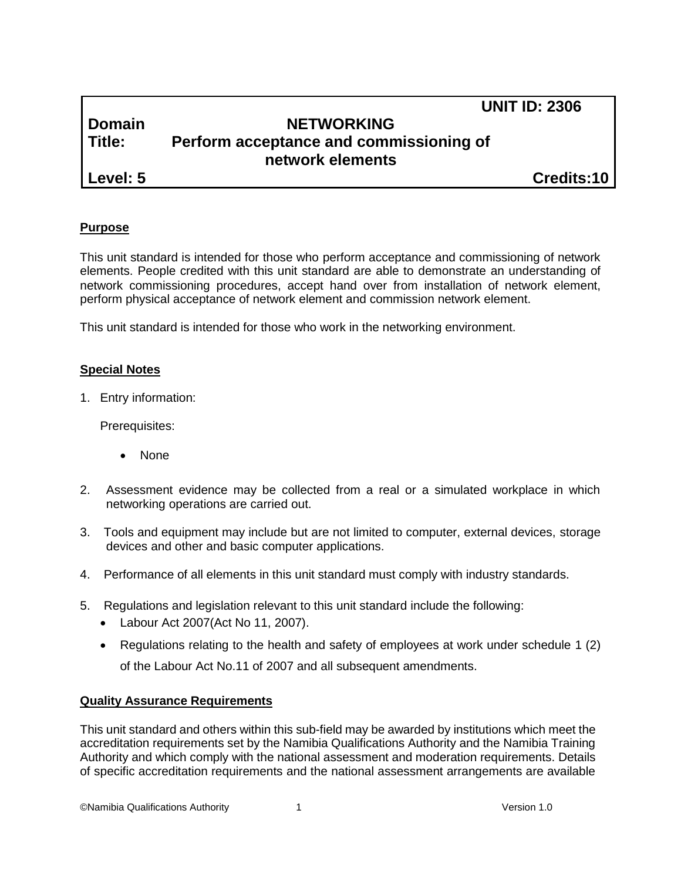**UNIT ID: 2306**

**Domain** **NETWORKING**

**Title:** **Perform acceptance and commissioning of network elements**

**Level: 5** **Credits:10**

**Purpose**

This unit standard is intended for those who perform acceptance and commissioning of network elements. People credited with this unit standard are able to demonstrate an understanding of network commissioning procedures, accept hand over from installation of network element, perform physical acceptance of network element and commission network element.

This unit standard is intended for those who work in the networking environment.

**Special Notes**

1. Entry information:

   Prerequisites:

   - None

2. Assessment evidence may be collected from a real or a simulated workplace in which networking operations are carried out.

3. Tools and equipment may include but are not limited to computer, external devices, storage devices and other and basic computer applications.

4. Performance of all elements in this unit standard must comply with industry standards.

5. Regulations and legislation relevant to this unit standard include the following:
   - Labour Act 2007(Act No 11, 2007).
   - Regulations relating to the health and safety of employees at work under schedule 1 (2) of the Labour Act No.11 of 2007 and all subsequent amendments.

**Quality Assurance Requirements**

This unit standard and others within this sub-field may be awarded by institutions which meet the accreditation requirements set by the Namibia Qualifications Authority and the Namibia Training Authority and which comply with the national assessment and moderation requirements. Details of specific accreditation requirements and the national assessment arrangements are available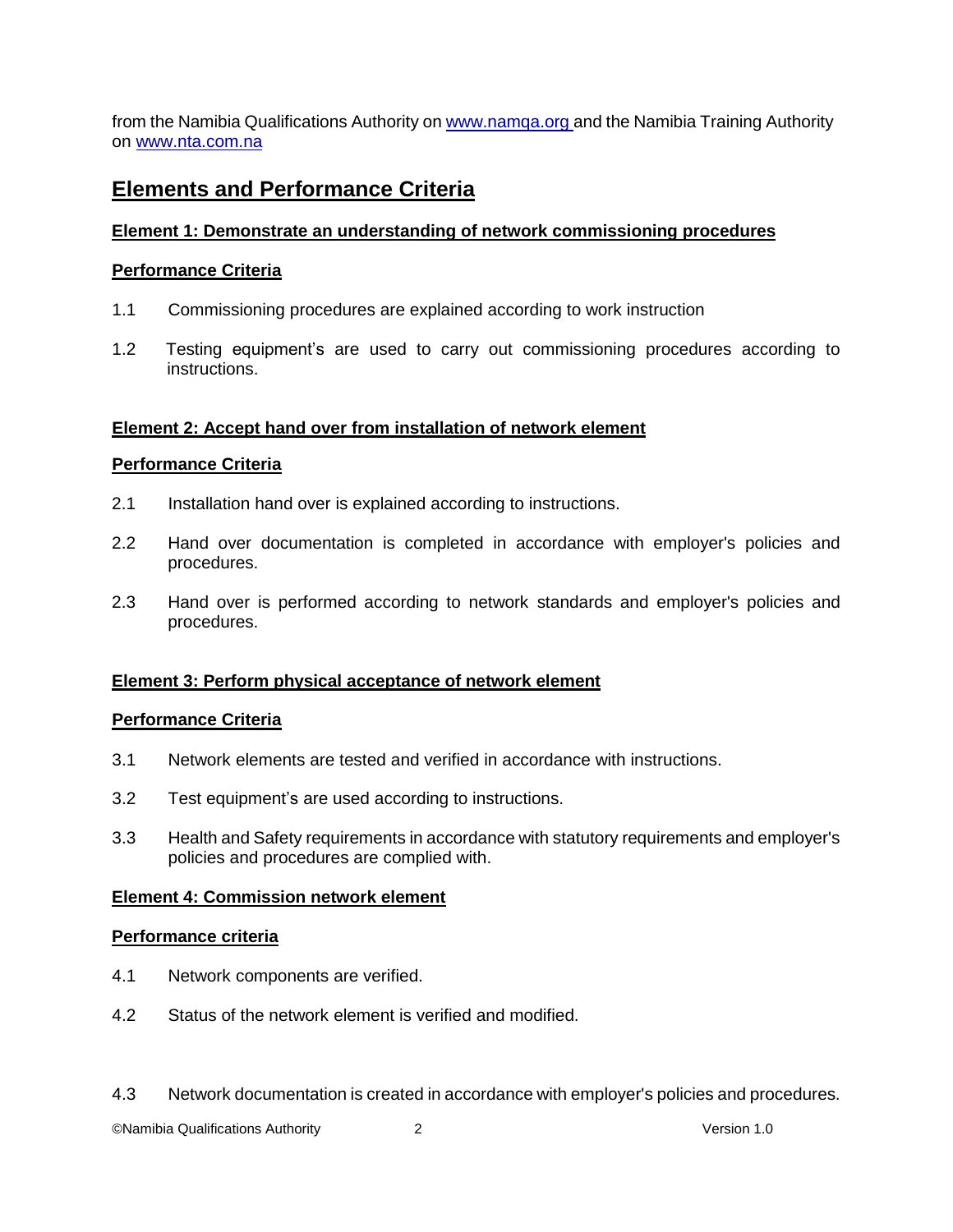from the Namibia Qualifications Authority on [www.namqa.org](http://www.namqa.org) and the Namibia Training Authority on [www.nta.com.na](http://www.nta.com.na)

## Elements and Performance Criteria

**Element 1: Demonstrate an understanding of network commissioning procedures**

**Performance Criteria**

1.1 Commissioning procedures are explained according to work instruction

1.2 Testing equipment's are used to carry out commissioning procedures according to instructions.

**Element 2: Accept hand over from installation of network element**

**Performance Criteria**

2.1 Installation hand over is explained according to instructions.

2.2 Hand over documentation is completed in accordance with employer's policies and procedures.

2.3 Hand over is performed according to network standards and employer's policies and procedures.

**Element 3: Perform physical acceptance of network element**

**Performance Criteria**

3.1 Network elements are tested and verified in accordance with instructions.

3.2 Test equipment's are used according to instructions.

3.3 Health and Safety requirements in accordance with statutory requirements and employer's policies and procedures are complied with.

**Element 4: Commission network element**

**Performance criteria**

4.1 Network components are verified.

4.2 Status of the network element is verified and modified.

4.3 Network documentation is created in accordance with employer's policies and procedures.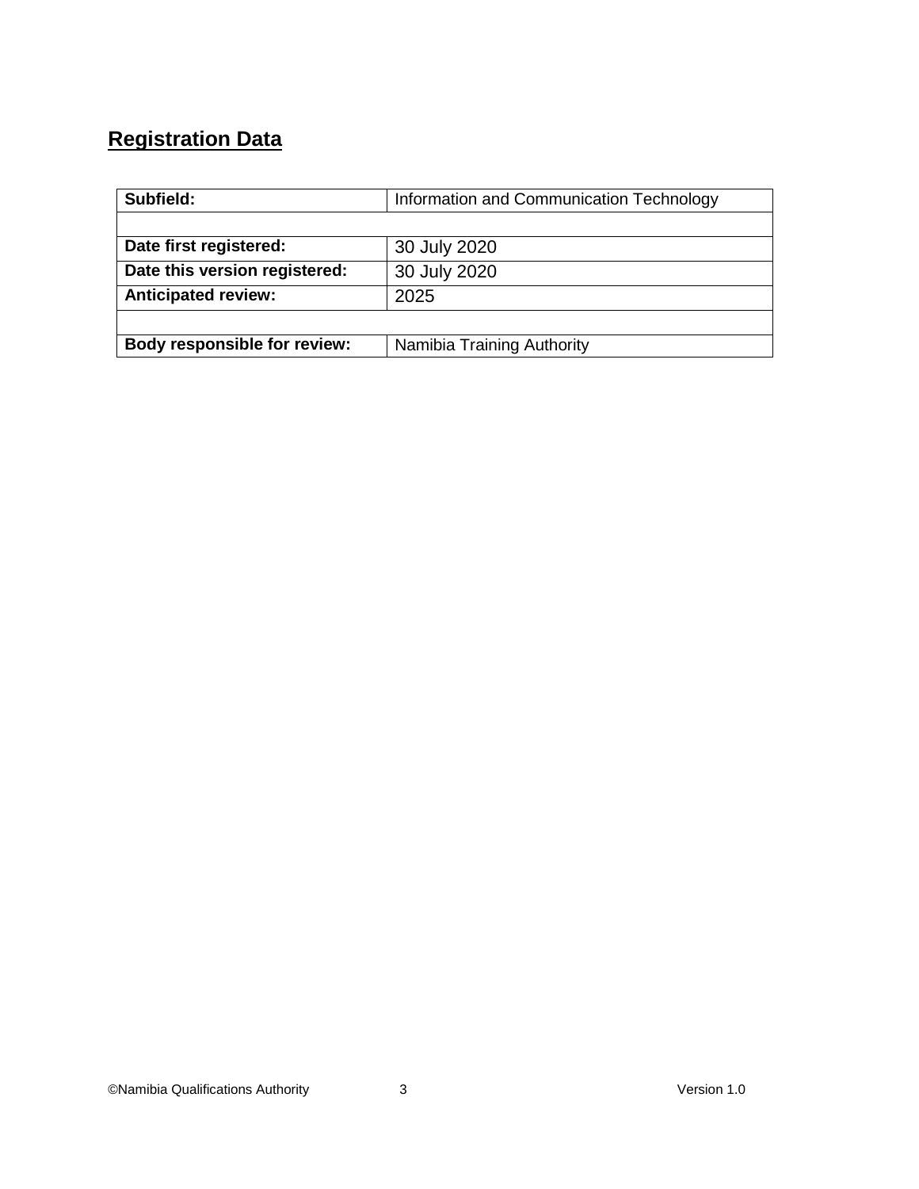## Registration Data

| | |
|---|---|
| **Subfield:** | Information and Communication Technology |
| | |
| **Date first registered:** | 30 July 2020 |
| **Date this version registered:** | 30 July 2020 |
| **Anticipated review:** | 2025 |
| | |
| **Body responsible for review:** | Namibia Training Authority |